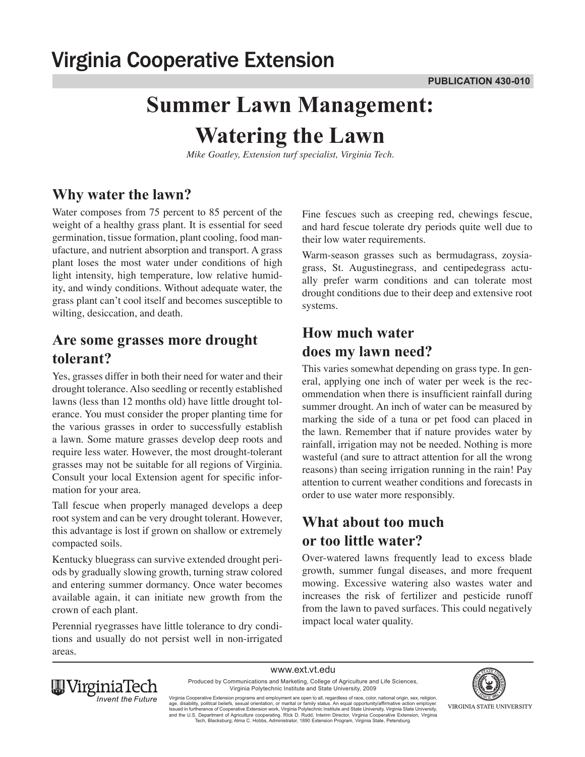Virginia Cooperative Extension

PUBLICATION 430-010

# Summer Lawn Management: Watering the Lawn

*Mike Goatley, Extension turf specialist, Virginia Tech.*

## Why water the lawn?

Water composes from 75 percent to 85 percent of the weight of a healthy grass plant. It is essential for seed germination, tissue formation, plant cooling, food manufacture, and nutrient absorption and transport. A grass plant loses the most water under conditions of high light intensity, high temperature, low relative humidity, and windy conditions. Without adequate water, the grass plant can't cool itself and becomes susceptible to wilting, desiccation, and death.

## Are some grasses more drought tolerant?

Yes, grasses differ in both their need for water and their drought tolerance. Also seedling or recently established lawns (less than 12 months old) have little drought tolerance. You must consider the proper planting time for the various grasses in order to successfully establish a lawn. Some mature grasses develop deep roots and require less water. However, the most drought-tolerant grasses may not be suitable for all regions of Virginia. Consult your local Extension agent for specific information for your area.

Tall fescue when properly managed develops a deep root system and can be very drought tolerant. However, this advantage is lost if grown on shallow or extremely compacted soils.

Kentucky bluegrass can survive extended drought periods by gradually slowing growth, turning straw colored and entering summer dormancy. Once water becomes available again, it can initiate new growth from the crown of each plant.

Perennial ryegrasses have little tolerance to dry conditions and usually do not persist well in non-irrigated areas.

Fine fescues such as creeping red, chewings fescue, and hard fescue tolerate dry periods quite well due to their low water requirements.

Warm-season grasses such as bermudagrass, zoysiagrass, St. Augustinegrass, and centipedegrass actually prefer warm conditions and can tolerate most drought conditions due to their deep and extensive root systems.

## How much water does my lawn need?

This varies somewhat depending on grass type. In general, applying one inch of water per week is the recommendation when there is insufficient rainfall during summer drought. An inch of water can be measured by marking the side of a tuna or pet food can placed in the lawn. Remember that if nature provides water by rainfall, irrigation may not be needed. Nothing is more wasteful (and sure to attract attention for all the wrong reasons) than seeing irrigation running in the rain! Pay attention to current weather conditions and forecasts in order to use water more responsibly.

## What about too much or too little water?

Over-watered lawns frequently lead to excess blade growth, summer fungal diseases, and more frequent mowing. Excessive watering also wastes water and increases the risk of fertilizer and pesticide runoff from the lawn to paved surfaces. This could negatively impact local water quality.

www.ext.vt.edu

Produced by Communications and Marketing, College of Agriculture and Life Sciences, Virginia Polytechnic Institute and State University, 2009

Virginia Cooperative Extension programs and employment are open to all, regardless of race, color, national origin, sex, religion, age, disability, political beliefs, sexual orientation, or marital or family status. An equal opportunity/affirmative action employer. Issued in furtherance of Cooperative Extension work, Virginia Polytechnic Institute and State University, Virginia State University, and the U.S. Department of Agriculture cooperating. RIck D. Rudd, Interim Director, Virginia Cooperative Extension, Virginia Tech, Blacksburg; Alma C. Hobbs, Administrator, 1890 Extension Program, Virginia State, Petersburg.

VirginiaTech *Invent the Future*

VIRGINIA STATE UNIVERSITY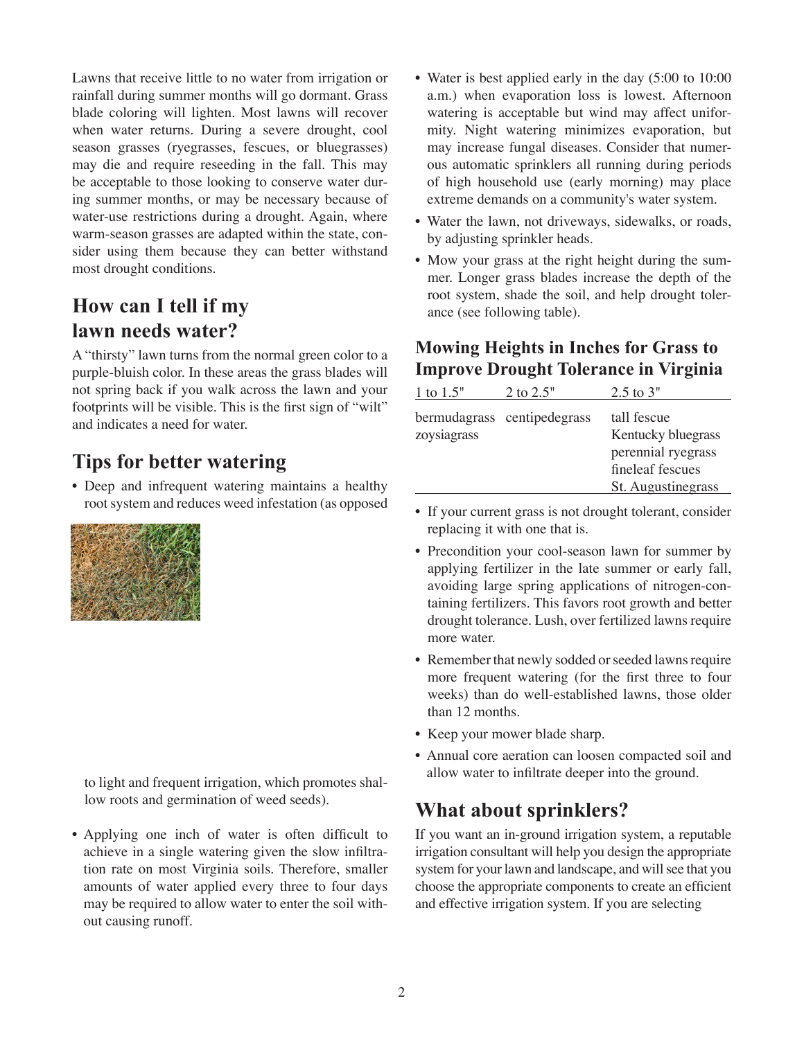Lawns that receive little to no water from irrigation or rainfall during summer months will go dormant. Grass blade coloring will lighten. Most lawns will recover when water returns. During a severe drought, cool season grasses (ryegrasses, fescues, or bluegrasses) may die and require reseeding in the fall. This may be acceptable to those looking to conserve water during summer months, or may be necessary because of water-use restrictions during a drought. Again, where warm-season grasses are adapted within the state, consider using them because they can better withstand most drought conditions.

## How can I tell if my lawn needs water?

A "thirsty" lawn turns from the normal green color to a purple-bluish color. In these areas the grass blades will not spring back if you walk across the lawn and your footprints will be visible. This is the first sign of "wilt" and indicates a need for water.

## Tips for better watering

- Deep and infrequent watering maintains a healthy root system and reduces weed infestation (as opposed to light and frequent irrigation, which promotes shallow roots and germination of weed seeds).
- Applying one inch of water is often difficult to achieve in a single watering given the slow infiltration rate on most Virginia soils. Therefore, smaller amounts of water applied every three to four days may be required to allow water to enter the soil without causing runoff.
- Water is best applied early in the day (5:00 to 10:00 a.m.) when evaporation loss is lowest. Afternoon watering is acceptable but wind may affect uniformity. Night watering minimizes evaporation, but may increase fungal diseases. Consider that numerous automatic sprinklers all running during periods of high household use (early morning) may place extreme demands on a community's water system.
- Water the lawn, not driveways, sidewalks, or roads, by adjusting sprinkler heads.
- Mow your grass at the right height during the summer. Longer grass blades increase the depth of the root system, shade the soil, and help drought tolerance (see following table).

### Mowing Heights in Inches for Grass to Improve Drought Tolerance in Virginia

| 1 to 1.5" | 2 to 2.5" | 2.5 to 3" |
|---|---|---|
| bermudagrass | centipedegrass | tall fescue |
| zoysiagrass | | Kentucky bluegrass |
| | | perennial ryegrass |
| | | fineleaf fescues |
| | | St. Augustinegrass |

- If your current grass is not drought tolerant, consider replacing it with one that is.
- Precondition your cool-season lawn for summer by applying fertilizer in the late summer or early fall, avoiding large spring applications of nitrogen-containing fertilizers. This favors root growth and better drought tolerance. Lush, over fertilized lawns require more water.
- Remember that newly sodded or seeded lawns require more frequent watering (for the first three to four weeks) than do well-established lawns, those older than 12 months.
- Keep your mower blade sharp.
- Annual core aeration can loosen compacted soil and allow water to infiltrate deeper into the ground.

## What about sprinklers?

If you want an in-ground irrigation system, a reputable irrigation consultant will help you design the appropriate system for your lawn and landscape, and will see that you choose the appropriate components to create an efficient and effective irrigation system. If you are selecting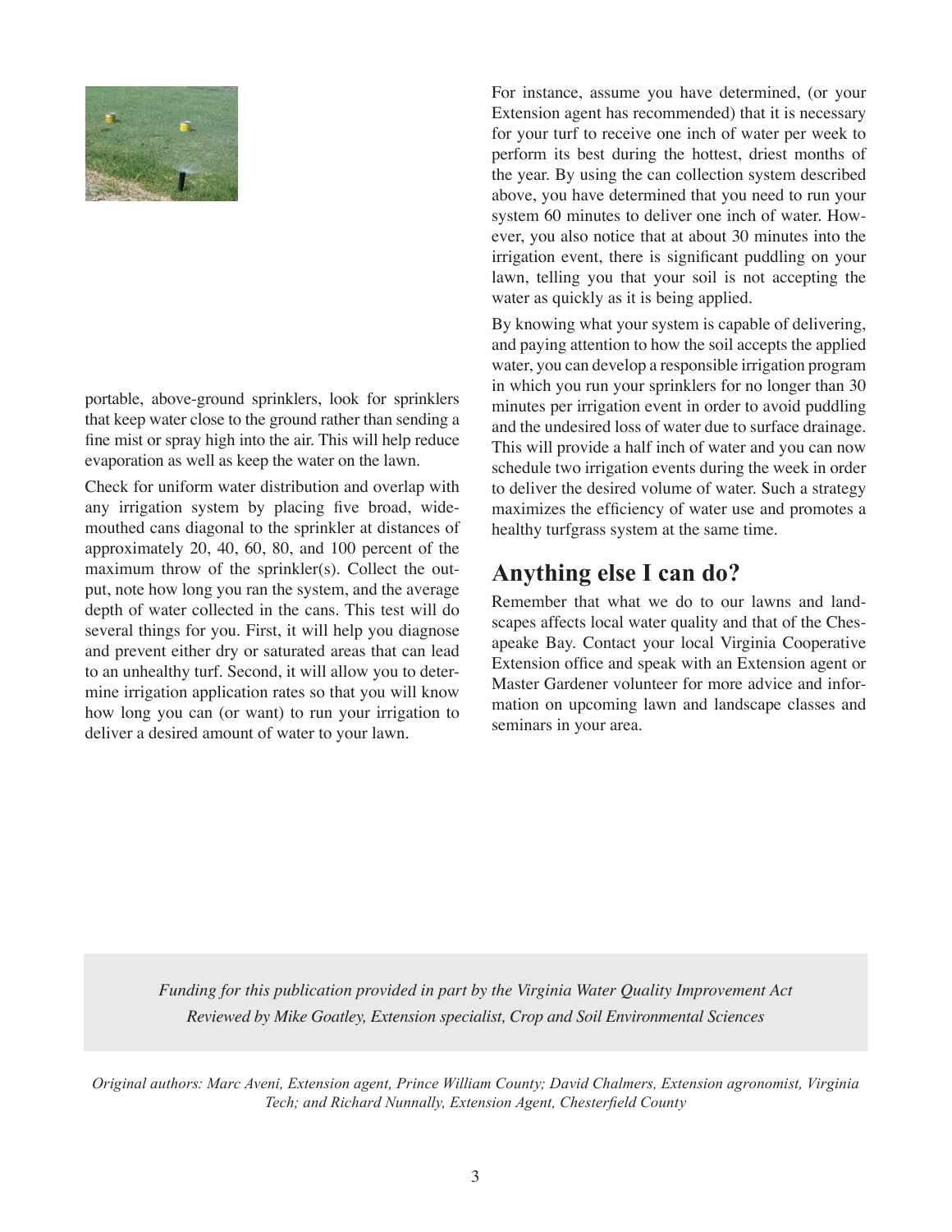portable, above-ground sprinklers, look for sprinklers that keep water close to the ground rather than sending a fine mist or spray high into the air. This will help reduce evaporation as well as keep the water on the lawn.

Check for uniform water distribution and overlap with any irrigation system by placing five broad, wide-mouthed cans diagonal to the sprinkler at distances of approximately 20, 40, 60, 80, and 100 percent of the maximum throw of the sprinkler(s). Collect the output, note how long you ran the system, and the average depth of water collected in the cans. This test will do several things for you. First, it will help you diagnose and prevent either dry or saturated areas that can lead to an unhealthy turf. Second, it will allow you to determine irrigation application rates so that you will know how long you can (or want) to run your irrigation to deliver a desired amount of water to your lawn.

For instance, assume you have determined, (or your Extension agent has recommended) that it is necessary for your turf to receive one inch of water per week to perform its best during the hottest, driest months of the year. By using the can collection system described above, you have determined that you need to run your system 60 minutes to deliver one inch of water. However, you also notice that at about 30 minutes into the irrigation event, there is significant puddling on your lawn, telling you that your soil is not accepting the water as quickly as it is being applied.

By knowing what your system is capable of delivering, and paying attention to how the soil accepts the applied water, you can develop a responsible irrigation program in which you run your sprinklers for no longer than 30 minutes per irrigation event in order to avoid puddling and the undesired loss of water due to surface drainage. This will provide a half inch of water and you can now schedule two irrigation events during the week in order to deliver the desired volume of water. Such a strategy maximizes the efficiency of water use and promotes a healthy turfgrass system at the same time.

## Anything else I can do?

Remember that what we do to our lawns and landscapes affects local water quality and that of the Chesapeake Bay. Contact your local Virginia Cooperative Extension office and speak with an Extension agent or Master Gardener volunteer for more advice and information on upcoming lawn and landscape classes and seminars in your area.

*Funding for this publication provided in part by the Virginia Water Quality Improvement Act*
*Reviewed by Mike Goatley, Extension specialist, Crop and Soil Environmental Sciences*

*Original authors: Marc Aveni, Extension agent, Prince William County; David Chalmers, Extension agronomist, Virginia Tech; and Richard Nunnally, Extension Agent, Chesterfield County*